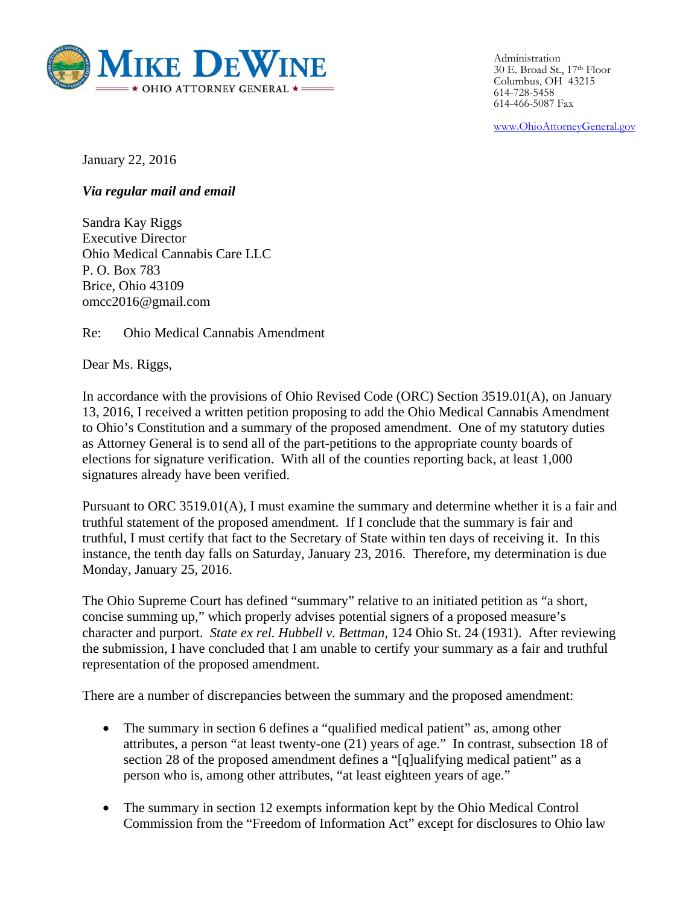**MIKE DEWINE**
★ OHIO ATTORNEY GENERAL ★

Administration
30 E. Broad St., 17th Floor
Columbus, OH 43215
614-728-5458
614-466-5087 Fax

www.OhioAttorneyGeneral.gov

January 22, 2016

***Via regular mail and email***

Sandra Kay Riggs
Executive Director
Ohio Medical Cannabis Care LLC
P. O. Box 783
Brice, Ohio 43109
omcc2016@gmail.com

Re: Ohio Medical Cannabis Amendment

Dear Ms. Riggs,

In accordance with the provisions of Ohio Revised Code (ORC) Section 3519.01(A), on January 13, 2016, I received a written petition proposing to add the Ohio Medical Cannabis Amendment to Ohio's Constitution and a summary of the proposed amendment. One of my statutory duties as Attorney General is to send all of the part-petitions to the appropriate county boards of elections for signature verification. With all of the counties reporting back, at least 1,000 signatures already have been verified.

Pursuant to ORC 3519.01(A), I must examine the summary and determine whether it is a fair and truthful statement of the proposed amendment. If I conclude that the summary is fair and truthful, I must certify that fact to the Secretary of State within ten days of receiving it. In this instance, the tenth day falls on Saturday, January 23, 2016. Therefore, my determination is due Monday, January 25, 2016.

The Ohio Supreme Court has defined "summary" relative to an initiated petition as "a short, concise summing up," which properly advises potential signers of a proposed measure's character and purport. *State ex rel. Hubbell v. Bettman*, 124 Ohio St. 24 (1931). After reviewing the submission, I have concluded that I am unable to certify your summary as a fair and truthful representation of the proposed amendment.

There are a number of discrepancies between the summary and the proposed amendment:

- The summary in section 6 defines a "qualified medical patient" as, among other attributes, a person "at least twenty-one (21) years of age." In contrast, subsection 18 of section 28 of the proposed amendment defines a "[q]ualifying medical patient" as a person who is, among other attributes, "at least eighteen years of age."

- The summary in section 12 exempts information kept by the Ohio Medical Control Commission from the "Freedom of Information Act" except for disclosures to Ohio law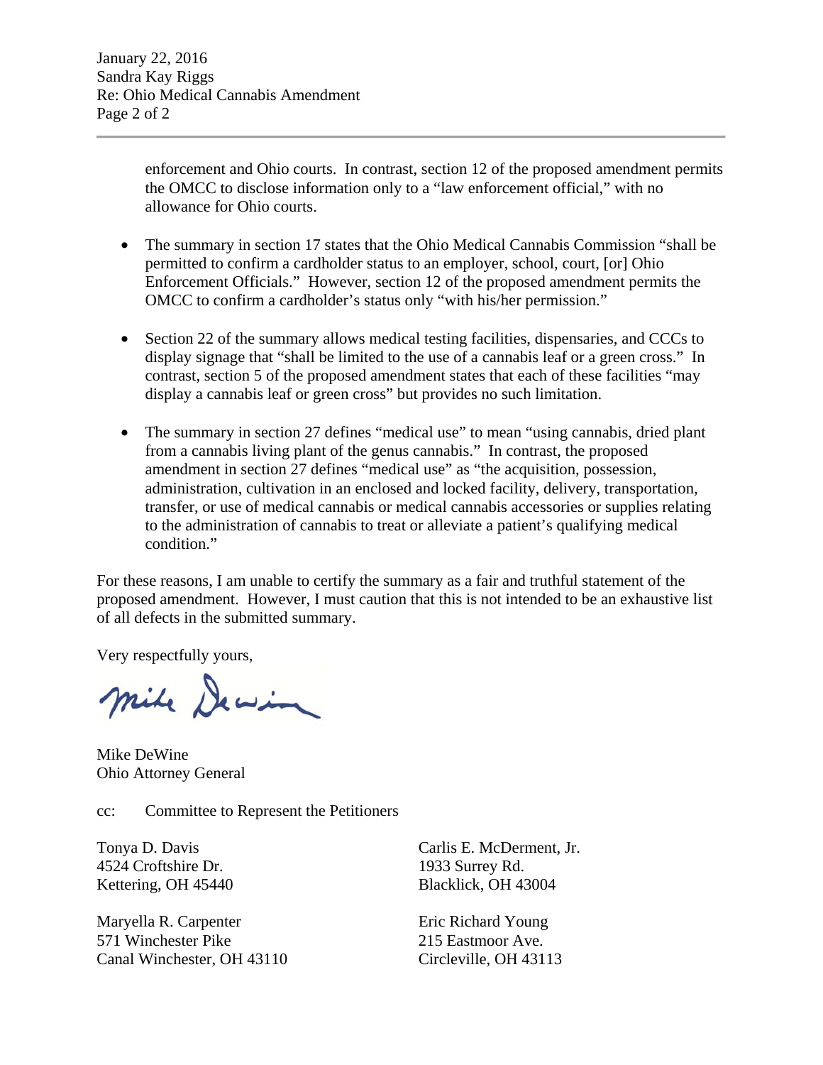enforcement and Ohio courts. In contrast, section 12 of the proposed amendment permits the OMCC to disclose information only to a "law enforcement official," with no allowance for Ohio courts.

- The summary in section 17 states that the Ohio Medical Cannabis Commission "shall be permitted to confirm a cardholder status to an employer, school, court, [or] Ohio Enforcement Officials." However, section 12 of the proposed amendment permits the OMCC to confirm a cardholder's status only "with his/her permission."

- Section 22 of the summary allows medical testing facilities, dispensaries, and CCCs to display signage that "shall be limited to the use of a cannabis leaf or a green cross." In contrast, section 5 of the proposed amendment states that each of these facilities "may display a cannabis leaf or green cross" but provides no such limitation.

- The summary in section 27 defines "medical use" to mean "using cannabis, dried plant from a cannabis living plant of the genus cannabis." In contrast, the proposed amendment in section 27 defines "medical use" as "the acquisition, possession, administration, cultivation in an enclosed and locked facility, delivery, transportation, transfer, or use of medical cannabis or medical cannabis accessories or supplies relating to the administration of cannabis to treat or alleviate a patient's qualifying medical condition."

For these reasons, I am unable to certify the summary as a fair and truthful statement of the proposed amendment. However, I must caution that this is not intended to be an exhaustive list of all defects in the submitted summary.

Very respectfully yours,

Mike DeWine

Mike DeWine
Ohio Attorney General

cc: Committee to Represent the Petitioners

Tonya D. Davis
4524 Croftshire Dr.
Kettering, OH 45440

Carlis E. McDerment, Jr.
1933 Surrey Rd.
Blacklick, OH 43004

Maryella R. Carpenter
571 Winchester Pike
Canal Winchester, OH 43110

Eric Richard Young
215 Eastmoor Ave.
Circleville, OH 43113